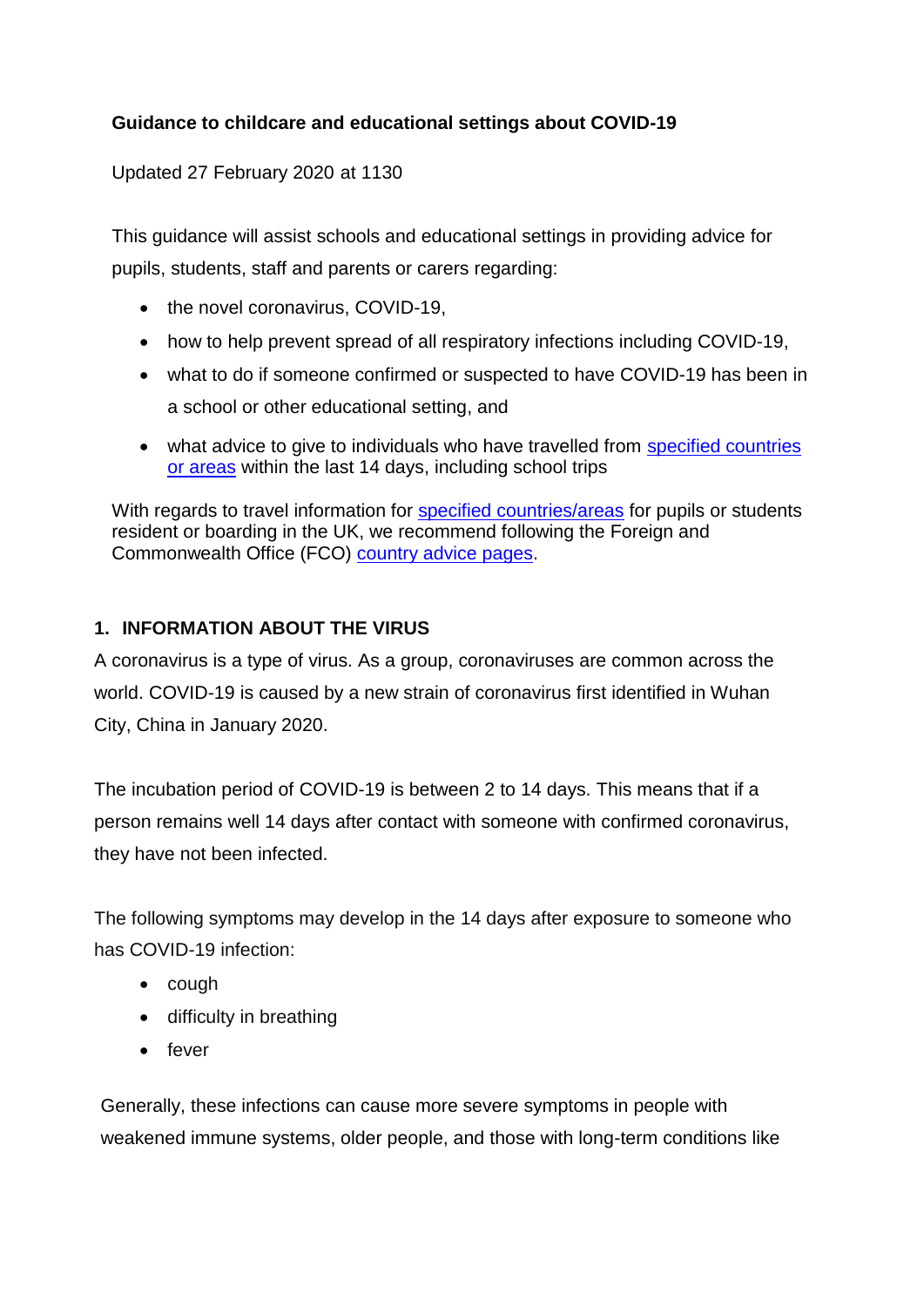**Guidance to childcare and educational settings about COVID-19**

Updated 27 February 2020 at 1130

This guidance will assist schools and educational settings in providing advice for pupils, students, staff and parents or carers regarding:

- the novel coronavirus, COVID-19,
- how to help prevent spread of all respiratory infections including COVID-19,
- what to do if someone confirmed or suspected to have COVID-19 has been in a school or other educational setting, and
- what advice to give to individuals who have travelled from specified countries or areas within the last 14 days, including school trips

With regards to travel information for specified countries/areas for pupils or students resident or boarding in the UK, we recommend following the Foreign and Commonwealth Office (FCO) country advice pages.

## 1. INFORMATION ABOUT THE VIRUS

A coronavirus is a type of virus. As a group, coronaviruses are common across the world. COVID-19 is caused by a new strain of coronavirus first identified in Wuhan City, China in January 2020.

The incubation period of COVID-19 is between 2 to 14 days. This means that if a person remains well 14 days after contact with someone with confirmed coronavirus, they have not been infected.

The following symptoms may develop in the 14 days after exposure to someone who has COVID-19 infection:

- cough
- difficulty in breathing
- fever

Generally, these infections can cause more severe symptoms in people with weakened immune systems, older people, and those with long-term conditions like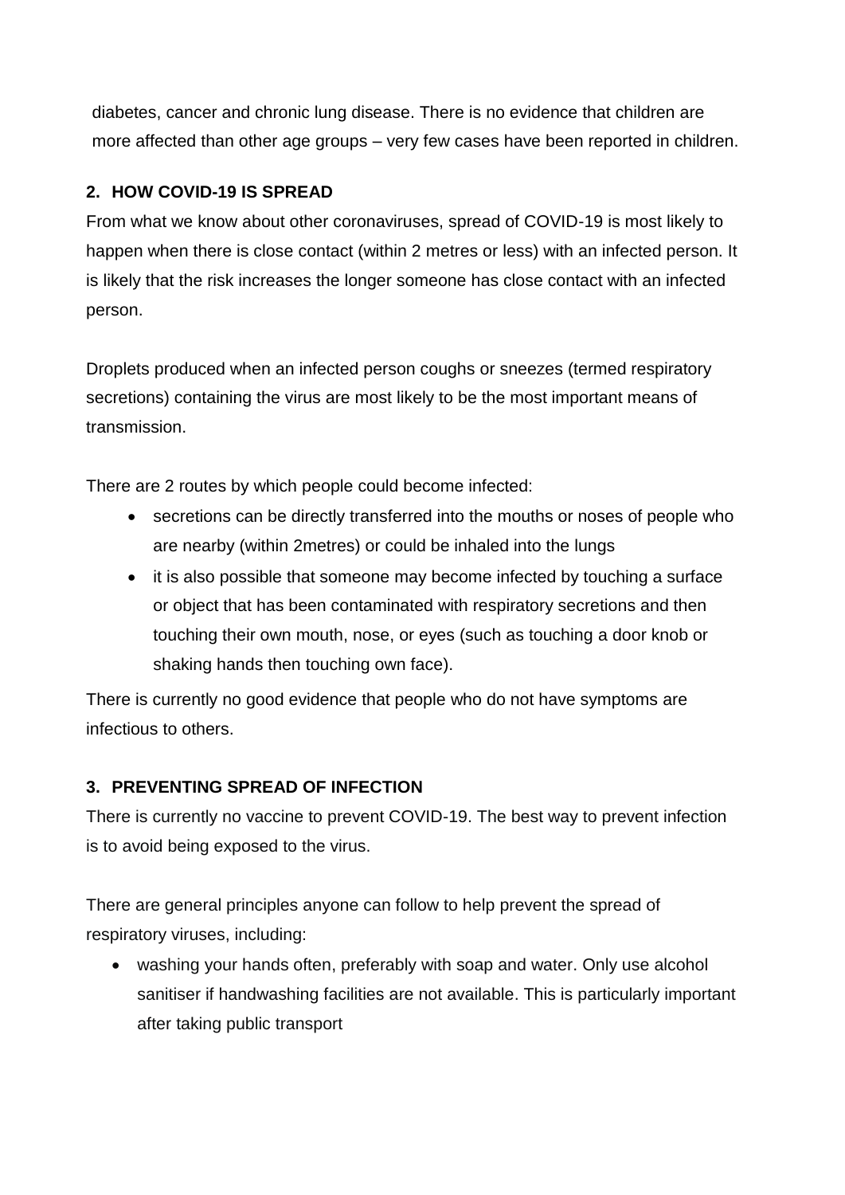diabetes, cancer and chronic lung disease. There is no evidence that children are more affected than other age groups – very few cases have been reported in children.

## 2. HOW COVID-19 IS SPREAD

From what we know about other coronaviruses, spread of COVID-19 is most likely to happen when there is close contact (within 2 metres or less) with an infected person. It is likely that the risk increases the longer someone has close contact with an infected person.

Droplets produced when an infected person coughs or sneezes (termed respiratory secretions) containing the virus are most likely to be the most important means of transmission.

There are 2 routes by which people could become infected:

- secretions can be directly transferred into the mouths or noses of people who are nearby (within 2metres) or could be inhaled into the lungs
- it is also possible that someone may become infected by touching a surface or object that has been contaminated with respiratory secretions and then touching their own mouth, nose, or eyes (such as touching a door knob or shaking hands then touching own face).

There is currently no good evidence that people who do not have symptoms are infectious to others.

## 3. PREVENTING SPREAD OF INFECTION

There is currently no vaccine to prevent COVID-19. The best way to prevent infection is to avoid being exposed to the virus.

There are general principles anyone can follow to help prevent the spread of respiratory viruses, including:

- washing your hands often, preferably with soap and water. Only use alcohol sanitiser if handwashing facilities are not available. This is particularly important after taking public transport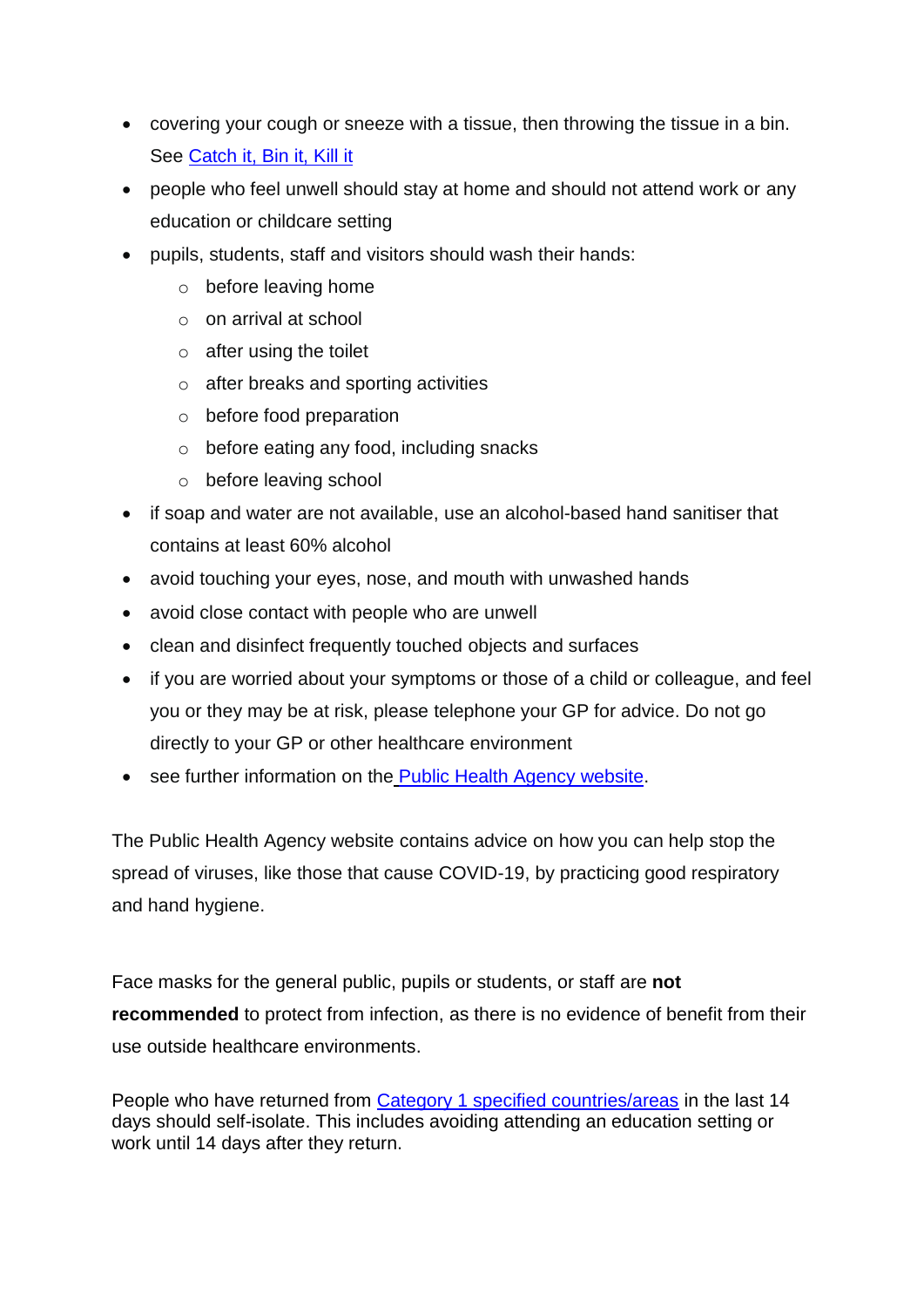- covering your cough or sneeze with a tissue, then throwing the tissue in a bin. See [Catch it, Bin it, Kill it]
- people who feel unwell should stay at home and should not attend work or any education or childcare setting
- pupils, students, staff and visitors should wash their hands:
  - before leaving home
  - on arrival at school
  - after using the toilet
  - after breaks and sporting activities
  - before food preparation
  - before eating any food, including snacks
  - before leaving school
- if soap and water are not available, use an alcohol-based hand sanitiser that contains at least 60% alcohol
- avoid touching your eyes, nose, and mouth with unwashed hands
- avoid close contact with people who are unwell
- clean and disinfect frequently touched objects and surfaces
- if you are worried about your symptoms or those of a child or colleague, and feel you or they may be at risk, please telephone your GP for advice. Do not go directly to your GP or other healthcare environment
- see further information on the Public Health Agency website.

The Public Health Agency website contains advice on how you can help stop the spread of viruses, like those that cause COVID-19, by practicing good respiratory and hand hygiene.

Face masks for the general public, pupils or students, or staff are **not recommended** to protect from infection, as there is no evidence of benefit from their use outside healthcare environments.

People who have returned from Category 1 specified countries/areas in the last 14 days should self-isolate. This includes avoiding attending an education setting or work until 14 days after they return.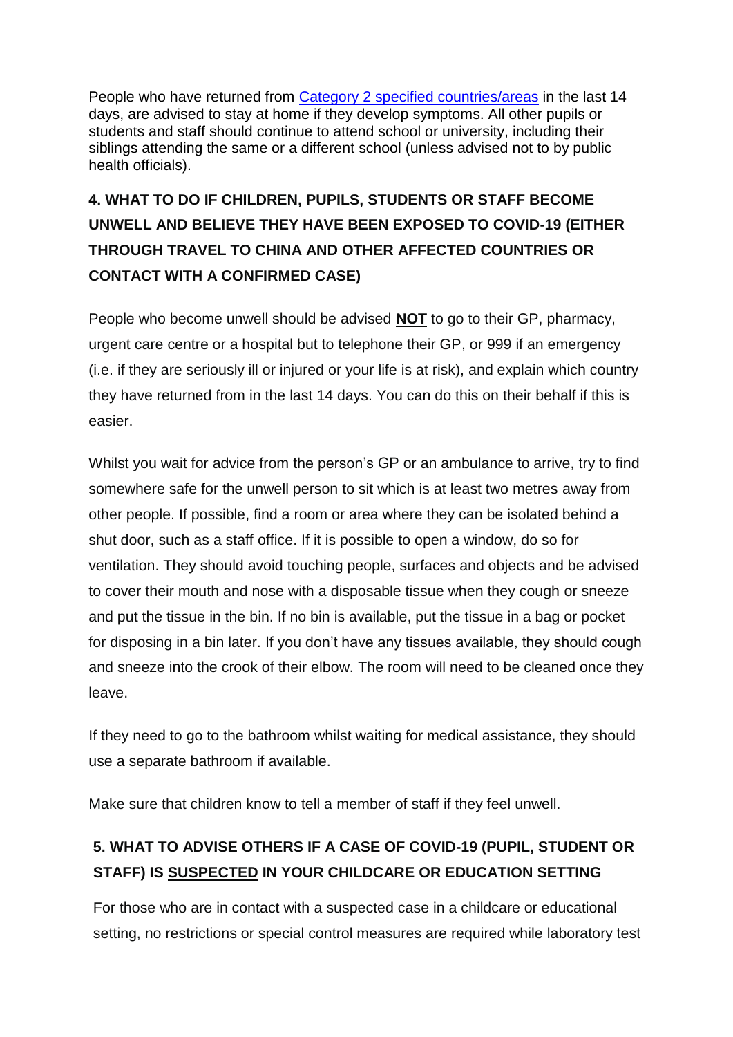People who have returned from [Category 2 specified countries/areas] in the last 14 days, are advised to stay at home if they develop symptoms. All other pupils or students and staff should continue to attend school or university, including their siblings attending the same or a different school (unless advised not to by public health officials).

## 4. WHAT TO DO IF CHILDREN, PUPILS, STUDENTS OR STAFF BECOME UNWELL AND BELIEVE THEY HAVE BEEN EXPOSED TO COVID-19 (EITHER THROUGH TRAVEL TO CHINA AND OTHER AFFECTED COUNTRIES OR CONTACT WITH A CONFIRMED CASE)

People who become unwell should be advised **NOT** to go to their GP, pharmacy, urgent care centre or a hospital but to telephone their GP, or 999 if an emergency (i.e. if they are seriously ill or injured or your life is at risk), and explain which country they have returned from in the last 14 days. You can do this on their behalf if this is easier.

Whilst you wait for advice from the person's GP or an ambulance to arrive, try to find somewhere safe for the unwell person to sit which is at least two metres away from other people. If possible, find a room or area where they can be isolated behind a shut door, such as a staff office. If it is possible to open a window, do so for ventilation. They should avoid touching people, surfaces and objects and be advised to cover their mouth and nose with a disposable tissue when they cough or sneeze and put the tissue in the bin. If no bin is available, put the tissue in a bag or pocket for disposing in a bin later. If you don't have any tissues available, they should cough and sneeze into the crook of their elbow. The room will need to be cleaned once they leave.

If they need to go to the bathroom whilst waiting for medical assistance, they should use a separate bathroom if available.

Make sure that children know to tell a member of staff if they feel unwell.

## 5. WHAT TO ADVISE OTHERS IF A CASE OF COVID-19 (PUPIL, STUDENT OR STAFF) IS SUSPECTED IN YOUR CHILDCARE OR EDUCATION SETTING

For those who are in contact with a suspected case in a childcare or educational setting, no restrictions or special control measures are required while laboratory test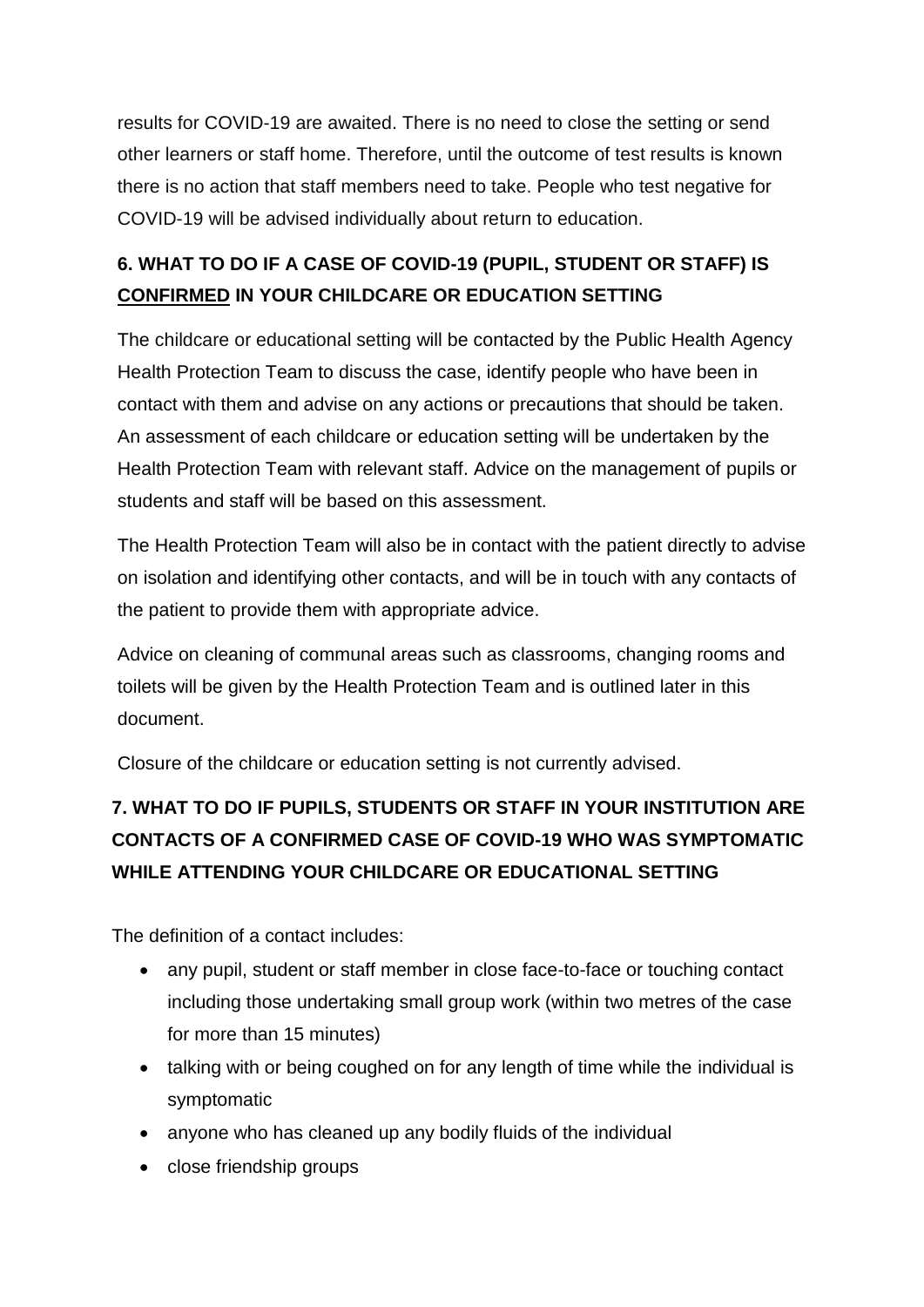results for COVID-19 are awaited. There is no need to close the setting or send other learners or staff home. Therefore, until the outcome of test results is known there is no action that staff members need to take. People who test negative for COVID-19 will be advised individually about return to education.

## 6. WHAT TO DO IF A CASE OF COVID-19 (PUPIL, STUDENT OR STAFF) IS <u>CONFIRMED</u> IN YOUR CHILDCARE OR EDUCATION SETTING

The childcare or educational setting will be contacted by the Public Health Agency Health Protection Team to discuss the case, identify people who have been in contact with them and advise on any actions or precautions that should be taken. An assessment of each childcare or education setting will be undertaken by the Health Protection Team with relevant staff. Advice on the management of pupils or students and staff will be based on this assessment.

The Health Protection Team will also be in contact with the patient directly to advise on isolation and identifying other contacts, and will be in touch with any contacts of the patient to provide them with appropriate advice.

Advice on cleaning of communal areas such as classrooms, changing rooms and toilets will be given by the Health Protection Team and is outlined later in this document.

Closure of the childcare or education setting is not currently advised.

## 7. WHAT TO DO IF PUPILS, STUDENTS OR STAFF IN YOUR INSTITUTION ARE CONTACTS OF A CONFIRMED CASE OF COVID-19 WHO WAS SYMPTOMATIC WHILE ATTENDING YOUR CHILDCARE OR EDUCATIONAL SETTING

The definition of a contact includes:

- any pupil, student or staff member in close face-to-face or touching contact including those undertaking small group work (within two metres of the case for more than 15 minutes)
- talking with or being coughed on for any length of time while the individual is symptomatic
- anyone who has cleaned up any bodily fluids of the individual
- close friendship groups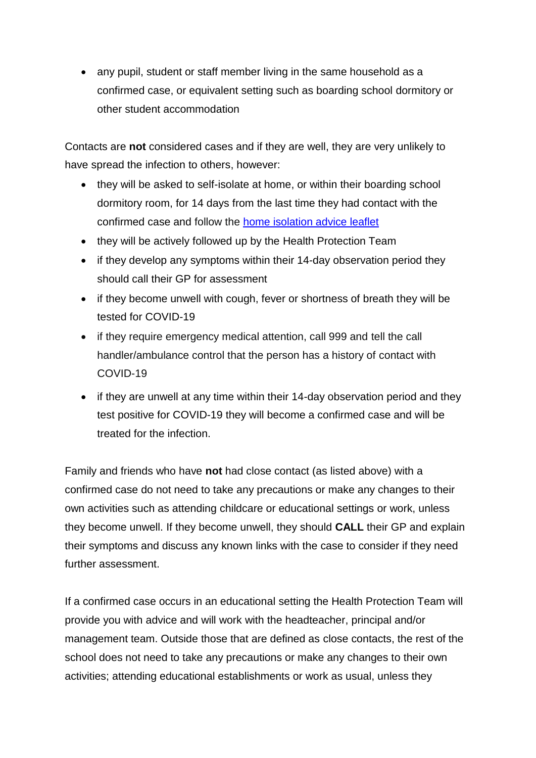- any pupil, student or staff member living in the same household as a confirmed case, or equivalent setting such as boarding school dormitory or other student accommodation

Contacts are **not** considered cases and if they are well, they are very unlikely to have spread the infection to others, however:

- they will be asked to self-isolate at home, or within their boarding school dormitory room, for 14 days from the last time they had contact with the confirmed case and follow the [home isolation advice leaflet]
- they will be actively followed up by the Health Protection Team
- if they develop any symptoms within their 14-day observation period they should call their GP for assessment
- if they become unwell with cough, fever or shortness of breath they will be tested for COVID-19
- if they require emergency medical attention, call 999 and tell the call handler/ambulance control that the person has a history of contact with COVID-19
- if they are unwell at any time within their 14-day observation period and they test positive for COVID-19 they will become a confirmed case and will be treated for the infection.

Family and friends who have **not** had close contact (as listed above) with a confirmed case do not need to take any precautions or make any changes to their own activities such as attending childcare or educational settings or work, unless they become unwell. If they become unwell, they should **CALL** their GP and explain their symptoms and discuss any known links with the case to consider if they need further assessment.

If a confirmed case occurs in an educational setting the Health Protection Team will provide you with advice and will work with the headteacher, principal and/or management team. Outside those that are defined as close contacts, the rest of the school does not need to take any precautions or make any changes to their own activities; attending educational establishments or work as usual, unless they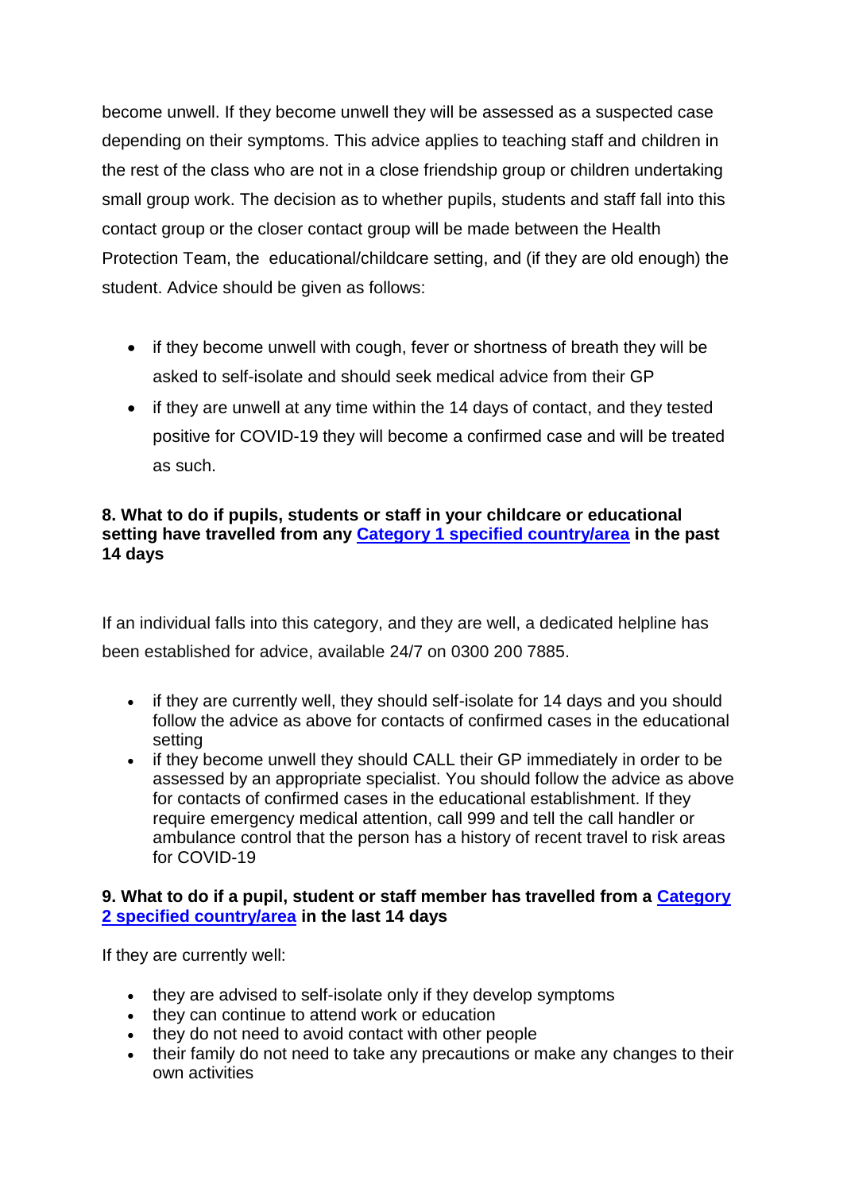become unwell. If they become unwell they will be assessed as a suspected case depending on their symptoms. This advice applies to teaching staff and children in the rest of the class who are not in a close friendship group or children undertaking small group work. The decision as to whether pupils, students and staff fall into this contact group or the closer contact group will be made between the Health Protection Team, the educational/childcare setting, and (if they are old enough) the student. Advice should be given as follows:

- if they become unwell with cough, fever or shortness of breath they will be asked to self-isolate and should seek medical advice from their GP
- if they are unwell at any time within the 14 days of contact, and they tested positive for COVID-19 they will become a confirmed case and will be treated as such.

### 8. What to do if pupils, students or staff in your childcare or educational setting have travelled from any Category 1 specified country/area in the past 14 days

If an individual falls into this category, and they are well, a dedicated helpline has been established for advice, available 24/7 on 0300 200 7885.

- if they are currently well, they should self-isolate for 14 days and you should follow the advice as above for contacts of confirmed cases in the educational setting
- if they become unwell they should CALL their GP immediately in order to be assessed by an appropriate specialist. You should follow the advice as above for contacts of confirmed cases in the educational establishment. If they require emergency medical attention, call 999 and tell the call handler or ambulance control that the person has a history of recent travel to risk areas for COVID-19

### 9. What to do if a pupil, student or staff member has travelled from a Category 2 specified country/area in the last 14 days

If they are currently well:

- they are advised to self-isolate only if they develop symptoms
- they can continue to attend work or education
- they do not need to avoid contact with other people
- their family do not need to take any precautions or make any changes to their own activities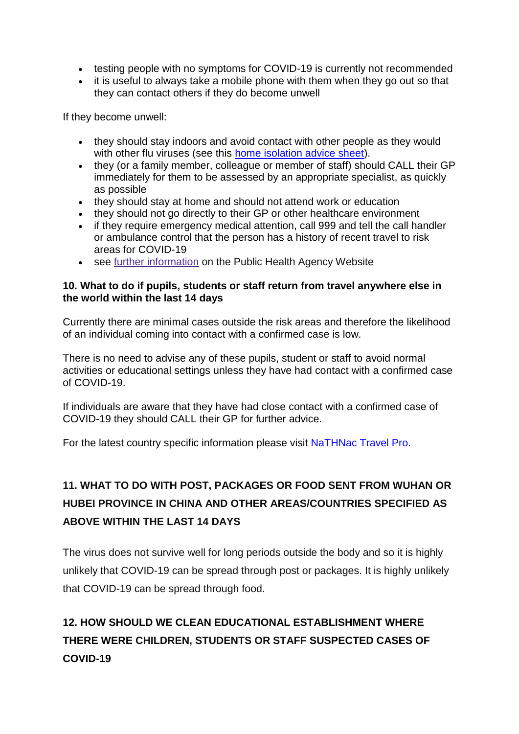- testing people with no symptoms for COVID-19 is currently not recommended
- it is useful to always take a mobile phone with them when they go out so that they can contact others if they do become unwell

If they become unwell:

- they should stay indoors and avoid contact with other people as they would with other flu viruses (see this [home isolation advice sheet](#)).
- they (or a family member, colleague or member of staff) should CALL their GP immediately for them to be assessed by an appropriate specialist, as quickly as possible
- they should stay at home and should not attend work or education
- they should not go directly to their GP or other healthcare environment
- if they require emergency medical attention, call 999 and tell the call handler or ambulance control that the person has a history of recent travel to risk areas for COVID-19
- see [further information](#) on the Public Health Agency Website

**10. What to do if pupils, students or staff return from travel anywhere else in the world within the last 14 days**

Currently there are minimal cases outside the risk areas and therefore the likelihood of an individual coming into contact with a confirmed case is low.

There is no need to advise any of these pupils, student or staff to avoid normal activities or educational settings unless they have had contact with a confirmed case of COVID-19.

If individuals are aware that they have had close contact with a confirmed case of COVID-19 they should CALL their GP for further advice.

For the latest country specific information please visit [NaTHNac Travel Pro](#).

**11. WHAT TO DO WITH POST, PACKAGES OR FOOD SENT FROM WUHAN OR HUBEI PROVINCE IN CHINA AND OTHER AREAS/COUNTRIES SPECIFIED AS ABOVE WITHIN THE LAST 14 DAYS**

The virus does not survive well for long periods outside the body and so it is highly unlikely that COVID-19 can be spread through post or packages. It is highly unlikely that COVID-19 can be spread through food.

**12. HOW SHOULD WE CLEAN EDUCATIONAL ESTABLISHMENT WHERE THERE WERE CHILDREN, STUDENTS OR STAFF SUSPECTED CASES OF COVID-19**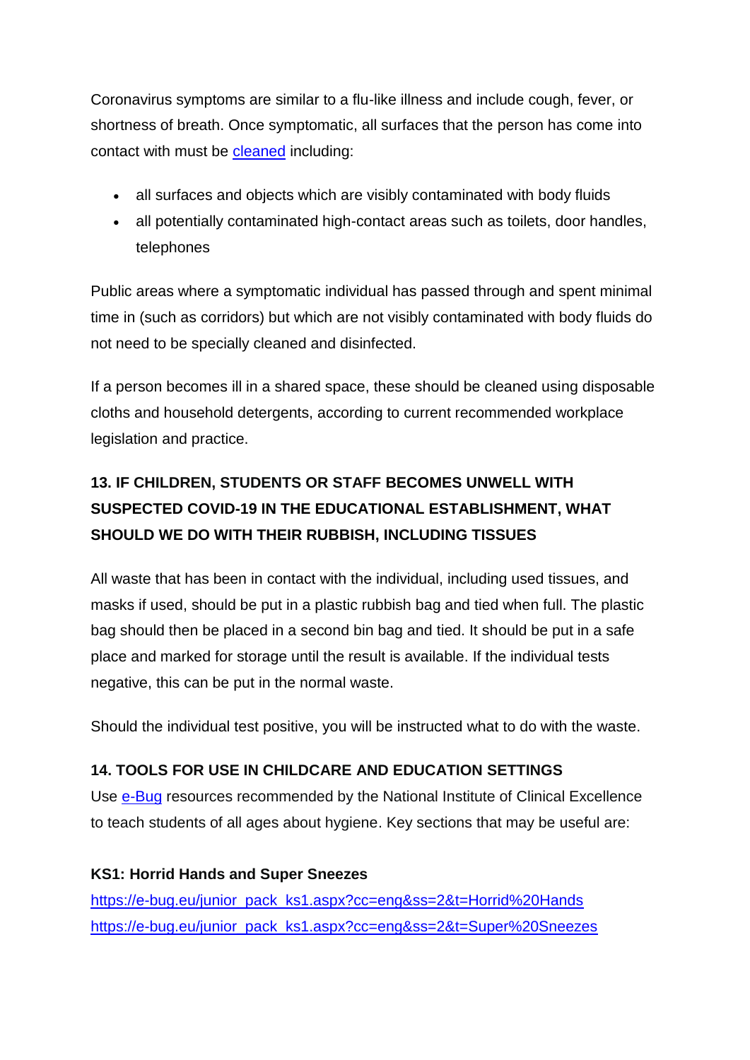Coronavirus symptoms are similar to a flu-like illness and include cough, fever, or shortness of breath. Once symptomatic, all surfaces that the person has come into contact with must be [cleaned](#) including:

- all surfaces and objects which are visibly contaminated with body fluids
- all potentially contaminated high-contact areas such as toilets, door handles, telephones

Public areas where a symptomatic individual has passed through and spent minimal time in (such as corridors) but which are not visibly contaminated with body fluids do not need to be specially cleaned and disinfected.

If a person becomes ill in a shared space, these should be cleaned using disposable cloths and household detergents, according to current recommended workplace legislation and practice.

## 13. IF CHILDREN, STUDENTS OR STAFF BECOMES UNWELL WITH SUSPECTED COVID-19 IN THE EDUCATIONAL ESTABLISHMENT, WHAT SHOULD WE DO WITH THEIR RUBBISH, INCLUDING TISSUES

All waste that has been in contact with the individual, including used tissues, and masks if used, should be put in a plastic rubbish bag and tied when full. The plastic bag should then be placed in a second bin bag and tied. It should be put in a safe place and marked for storage until the result is available. If the individual tests negative, this can be put in the normal waste.

Should the individual test positive, you will be instructed what to do with the waste.

## 14. TOOLS FOR USE IN CHILDCARE AND EDUCATION SETTINGS

Use [e-Bug](#) resources recommended by the National Institute of Clinical Excellence to teach students of all ages about hygiene. Key sections that may be useful are:

**KS1: Horrid Hands and Super Sneezes**

https://e-bug.eu/junior_pack_ks1.aspx?cc=eng&ss=2&t=Horrid%20Hands
https://e-bug.eu/junior_pack_ks1.aspx?cc=eng&ss=2&t=Super%20Sneezes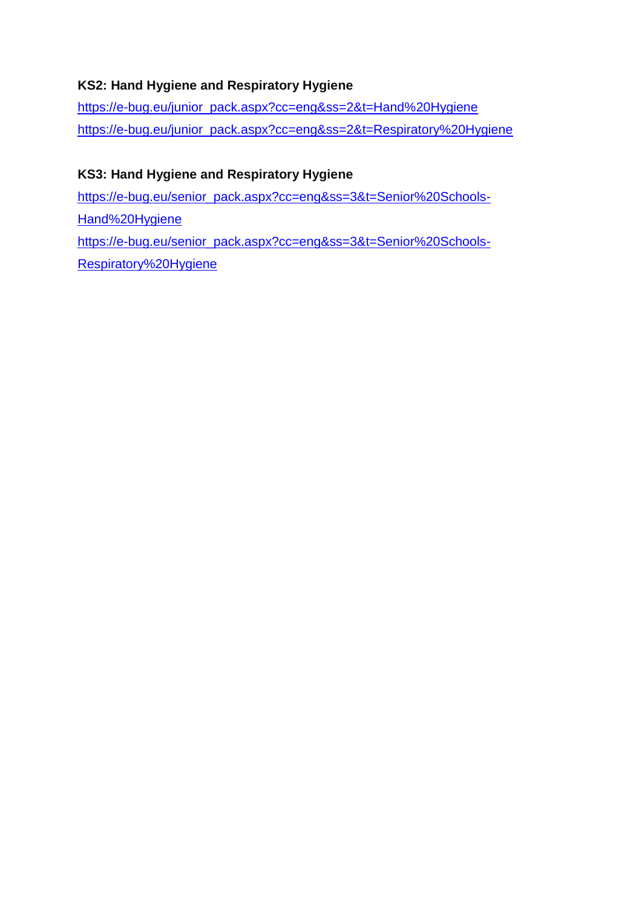**KS2: Hand Hygiene and Respiratory Hygiene**

https://e-bug.eu/junior_pack.aspx?cc=eng&ss=2&t=Hand%20Hygiene

https://e-bug.eu/junior_pack.aspx?cc=eng&ss=2&t=Respiratory%20Hygiene

**KS3: Hand Hygiene and Respiratory Hygiene**

https://e-bug.eu/senior_pack.aspx?cc=eng&ss=3&t=Senior%20Schools-Hand%20Hygiene

https://e-bug.eu/senior_pack.aspx?cc=eng&ss=3&t=Senior%20Schools-Respiratory%20Hygiene